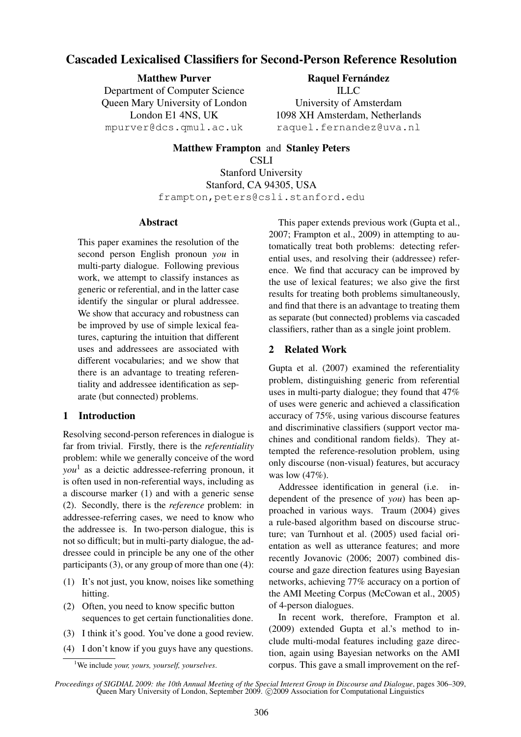# Cascaded Lexicalised Classifiers for Second-Person Reference Resolution

**Matthew Purver**
Department of Computer Science
Queen Mary University of London
London E1 4NS, UK
mpurver@dcs.qmul.ac.uk

**Raquel Fernández**
ILLC
University of Amsterdam
1098 XH Amsterdam, Netherlands
raquel.fernandez@uva.nl

**Matthew Frampton** and **Stanley Peters**
CSLI
Stanford University
Stanford, CA 94305, USA
frampton,peters@csli.stanford.edu

## Abstract

This paper examines the resolution of the second person English pronoun *you* in multi-party dialogue. Following previous work, we attempt to classify instances as generic or referential, and in the latter case identify the singular or plural addressee. We show that accuracy and robustness can be improved by use of simple lexical features, capturing the intuition that different uses and addressees are associated with different vocabularies; and we show that there is an advantage to treating referentiality and addressee identification as separate (but connected) problems.

## 1 Introduction

Resolving second-person references in dialogue is far from trivial. Firstly, there is the *referentiality* problem: while we generally conceive of the word *you*[1] as a deictic addressee-referring pronoun, it is often used in non-referential ways, including as a discourse marker (1) and with a generic sense (2). Secondly, there is the *reference* problem: in addressee-referring cases, we need to know who the addressee is. In two-person dialogue, this is not so difficult; but in multi-party dialogue, the addressee could in principle be any one of the other participants (3), or any group of more than one (4):

(1) It's not just, you know, noises like something hitting.

(2) Often, you need to know specific button sequences to get certain functionalities done.

(3) I think it's good. You've done a good review.

(4) I don't know if you guys have any questions.

[1] We include *your, yours, yourself, yourselves*.

This paper extends previous work (Gupta et al., 2007; Frampton et al., 2009) in attempting to automatically treat both problems: detecting referential uses, and resolving their (addressee) reference. We find that accuracy can be improved by the use of lexical features; we also give the first results for treating both problems simultaneously, and find that there is an advantage to treating them as separate (but connected) problems via cascaded classifiers, rather than as a single joint problem.

## 2 Related Work

Gupta et al. (2007) examined the referentiality problem, distinguishing generic from referential uses in multi-party dialogue; they found that 47% of uses were generic and achieved a classification accuracy of 75%, using various discourse features and discriminative classifiers (support vector machines and conditional random fields). They attempted the reference-resolution problem, using only discourse (non-visual) features, but accuracy was low (47%).

Addressee identification in general (i.e. independent of the presence of *you*) has been approached in various ways. Traum (2004) gives a rule-based algorithm based on discourse structure; van Turnhout et al. (2005) used facial orientation as well as utterance features; and more recently Jovanovic (2006; 2007) combined discourse and gaze direction features using Bayesian networks, achieving 77% accuracy on a portion of the AMI Meeting Corpus (McCowan et al., 2005) of 4-person dialogues.

In recent work, therefore, Frampton et al. (2009) extended Gupta et al.'s method to include multi-modal features including gaze direction, again using Bayesian networks on the AMI corpus. This gave a small improvement on the ref-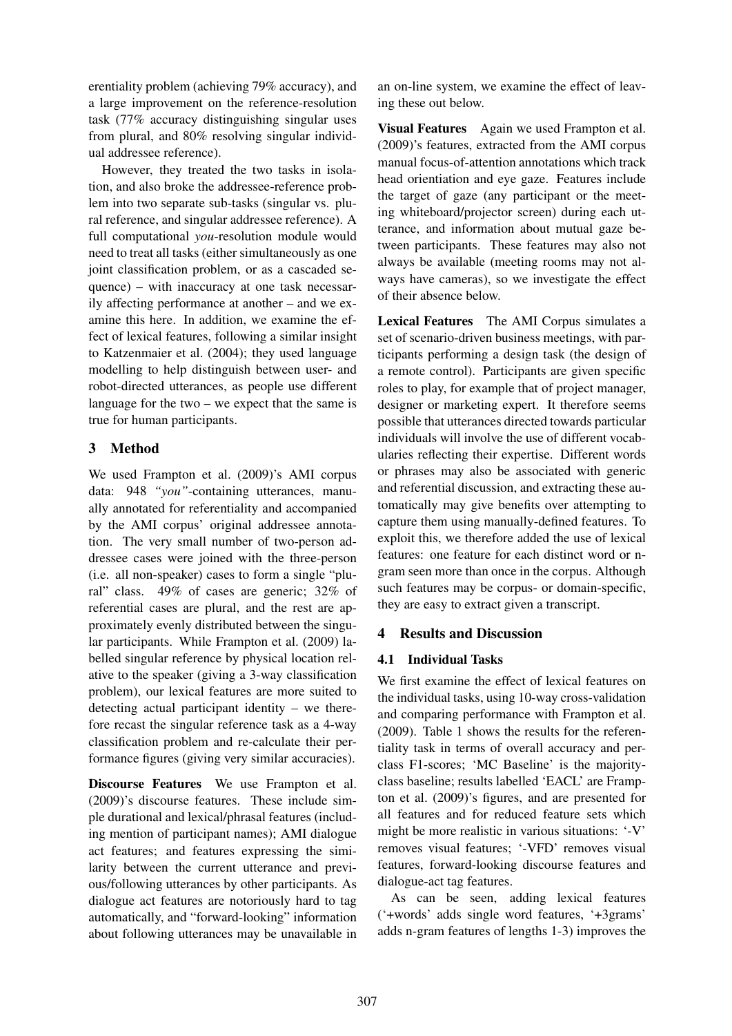erentiality problem (achieving 79% accuracy), and a large improvement on the reference-resolution task (77% accuracy distinguishing singular uses from plural, and 80% resolving singular individual addressee reference).

However, they treated the two tasks in isolation, and also broke the addressee-reference problem into two separate sub-tasks (singular vs. plural reference, and singular addressee reference). A full computational *you*-resolution module would need to treat all tasks (either simultaneously as one joint classification problem, or as a cascaded sequence) – with inaccuracy at one task necessarily affecting performance at another – and we examine this here. In addition, we examine the effect of lexical features, following a similar insight to Katzenmaier et al. (2004); they used language modelling to help distinguish between user- and robot-directed utterances, as people use different language for the two – we expect that the same is true for human participants.

## 3 Method

We used Frampton et al. (2009)'s AMI corpus data: 948 *"you"*-containing utterances, manually annotated for referentiality and accompanied by the AMI corpus' original addressee annotation. The very small number of two-person addressee cases were joined with the three-person (i.e. all non-speaker) cases to form a single "plural" class. 49% of cases are generic; 32% of referential cases are plural, and the rest are approximately evenly distributed between the singular participants. While Frampton et al. (2009) labelled singular reference by physical location relative to the speaker (giving a 3-way classification problem), our lexical features are more suited to detecting actual participant identity – we therefore recast the singular reference task as a 4-way classification problem and re-calculate their performance figures (giving very similar accuracies).

**Discourse Features** We use Frampton et al. (2009)'s discourse features. These include simple durational and lexical/phrasal features (including mention of participant names); AMI dialogue act features; and features expressing the similarity between the current utterance and previous/following utterances by other participants. As dialogue act features are notoriously hard to tag automatically, and "forward-looking" information about following utterances may be unavailable in an on-line system, we examine the effect of leaving these out below.

**Visual Features** Again we used Frampton et al. (2009)'s features, extracted from the AMI corpus manual focus-of-attention annotations which track head orientiation and eye gaze. Features include the target of gaze (any participant or the meeting whiteboard/projector screen) during each utterance, and information about mutual gaze between participants. These features may also not always be available (meeting rooms may not always have cameras), so we investigate the effect of their absence below.

**Lexical Features** The AMI Corpus simulates a set of scenario-driven business meetings, with participants performing a design task (the design of a remote control). Participants are given specific roles to play, for example that of project manager, designer or marketing expert. It therefore seems possible that utterances directed towards particular individuals will involve the use of different vocabularies reflecting their expertise. Different words or phrases may also be associated with generic and referential discussion, and extracting these automatically may give benefits over attempting to capture them using manually-defined features. To exploit this, we therefore added the use of lexical features: one feature for each distinct word or n-gram seen more than once in the corpus. Although such features may be corpus- or domain-specific, they are easy to extract given a transcript.

## 4 Results and Discussion

### 4.1 Individual Tasks

We first examine the effect of lexical features on the individual tasks, using 10-way cross-validation and comparing performance with Frampton et al. (2009). Table 1 shows the results for the referentiality task in terms of overall accuracy and per-class F1-scores; 'MC Baseline' is the majority-class baseline; results labelled 'EACL' are Frampton et al. (2009)'s figures, and are presented for all features and for reduced feature sets which might be more realistic in various situations: '-V' removes visual features; '-VFD' removes visual features, forward-looking discourse features and dialogue-act tag features.

As can be seen, adding lexical features ('+words' adds single word features, '+3grams' adds n-gram features of lengths 1-3) improves the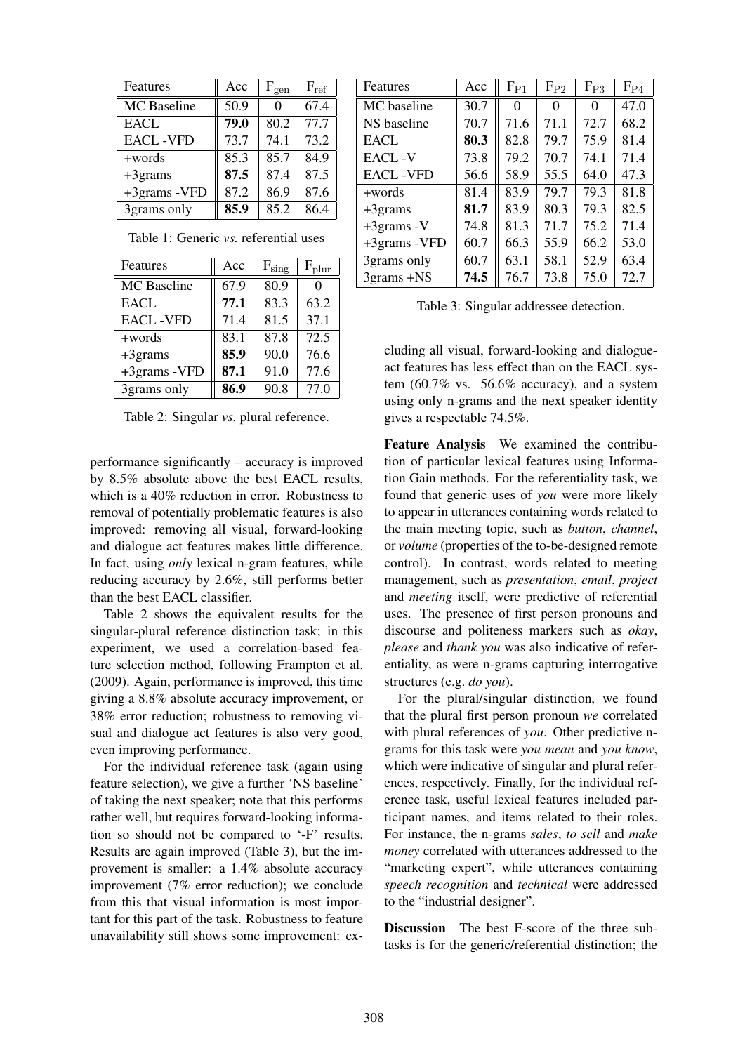| Features | Acc | $F_{gen}$ | $F_{ref}$ |
|---|---|---|---|
| MC Baseline | 50.9 | 0 | 67.4 |
| EACL | **79.0** | 80.2 | 77.7 |
| EACL -VFD | 73.7 | 74.1 | 73.2 |
| +words | 85.3 | 85.7 | 84.9 |
| +3grams | **87.5** | 87.4 | 87.5 |
| +3grams -VFD | 87.2 | 86.9 | 87.6 |
| 3grams only | **85.9** | 85.2 | 86.4 |

Table 1: Generic *vs.* referential uses

| Features | Acc | $F_{sing}$ | $F_{plur}$ |
|---|---|---|---|
| MC Baseline | 67.9 | 80.9 | 0 |
| EACL | **77.1** | 83.3 | 63.2 |
| EACL -VFD | 71.4 | 81.5 | 37.1 |
| +words | 83.1 | 87.8 | 72.5 |
| +3grams | **85.9** | 90.0 | 76.6 |
| +3grams -VFD | **87.1** | 91.0 | 77.6 |
| 3grams only | **86.9** | 90.8 | 77.0 |

Table 2: Singular *vs.* plural reference.

| Features | Acc | $F_{P1}$ | $F_{P2}$ | $F_{P3}$ | $F_{P4}$ |
|---|---|---|---|---|---|
| MC baseline | 30.7 | 0 | 0 | 0 | 47.0 |
| NS baseline | 70.7 | 71.6 | 71.1 | 72.7 | 68.2 |
| EACL | **80.3** | 82.8 | 79.7 | 75.9 | 81.4 |
| EACL -V | 73.8 | 79.2 | 70.7 | 74.1 | 71.4 |
| EACL -VFD | 56.6 | 58.9 | 55.5 | 64.0 | 47.3 |
| +words | 81.4 | 83.9 | 79.7 | 79.3 | 81.8 |
| +3grams | **81.7** | 83.9 | 80.3 | 79.3 | 82.5 |
| +3grams -V | 74.8 | 81.3 | 71.7 | 75.2 | 71.4 |
| +3grams -VFD | 60.7 | 66.3 | 55.9 | 66.2 | 53.0 |
| 3grams only | 60.7 | 63.1 | 58.1 | 52.9 | 63.4 |
| 3grams +NS | **74.5** | 76.7 | 73.8 | 75.0 | 72.7 |

Table 3: Singular addressee detection.

performance significantly – accuracy is improved by 8.5% absolute above the best EACL results, which is a 40% reduction in error. Robustness to removal of potentially problematic features is also improved: removing all visual, forward-looking and dialogue act features makes little difference. In fact, using *only* lexical n-gram features, while reducing accuracy by 2.6%, still performs better than the best EACL classifier.

Table 2 shows the equivalent results for the singular-plural reference distinction task; in this experiment, we used a correlation-based feature selection method, following Frampton et al. (2009). Again, performance is improved, this time giving a 8.8% absolute accuracy improvement, or 38% error reduction; robustness to removing visual and dialogue act features is also very good, even improving performance.

For the individual reference task (again using feature selection), we give a further 'NS baseline' of taking the next speaker; note that this performs rather well, but requires forward-looking information so should not be compared to '-F' results. Results are again improved (Table 3), but the improvement is smaller: a 1.4% absolute accuracy improvement (7% error reduction); we conclude from this that visual information is most important for this part of the task. Robustness to feature unavailability still shows some improvement: excluding all visual, forward-looking and dialogue-act features has less effect than on the EACL system (60.7% vs. 56.6% accuracy), and a system using only n-grams and the next speaker identity gives a respectable 74.5%.

**Feature Analysis** We examined the contribution of particular lexical features using Information Gain methods. For the referentiality task, we found that generic uses of *you* were more likely to appear in utterances containing words related to the main meeting topic, such as *button*, *channel*, or *volume* (properties of the to-be-designed remote control). In contrast, words related to meeting management, such as *presentation*, *email*, *project* and *meeting* itself, were predictive of referential uses. The presence of first person pronouns and discourse and politeness markers such as *okay*, *please* and *thank you* was also indicative of referentiality, as were n-grams capturing interrogative structures (e.g. *do you*).

For the plural/singular distinction, we found that the plural first person pronoun *we* correlated with plural references of *you*. Other predictive n-grams for this task were *you mean* and *you know*, which were indicative of singular and plural references, respectively. Finally, for the individual reference task, useful lexical features included participant names, and items related to their roles. For instance, the n-grams *sales*, *to sell* and *make money* correlated with utterances addressed to the "marketing expert", while utterances containing *speech recognition* and *technical* were addressed to the "industrial designer".

**Discussion** The best F-score of the three subtasks is for the generic/referential distinction; the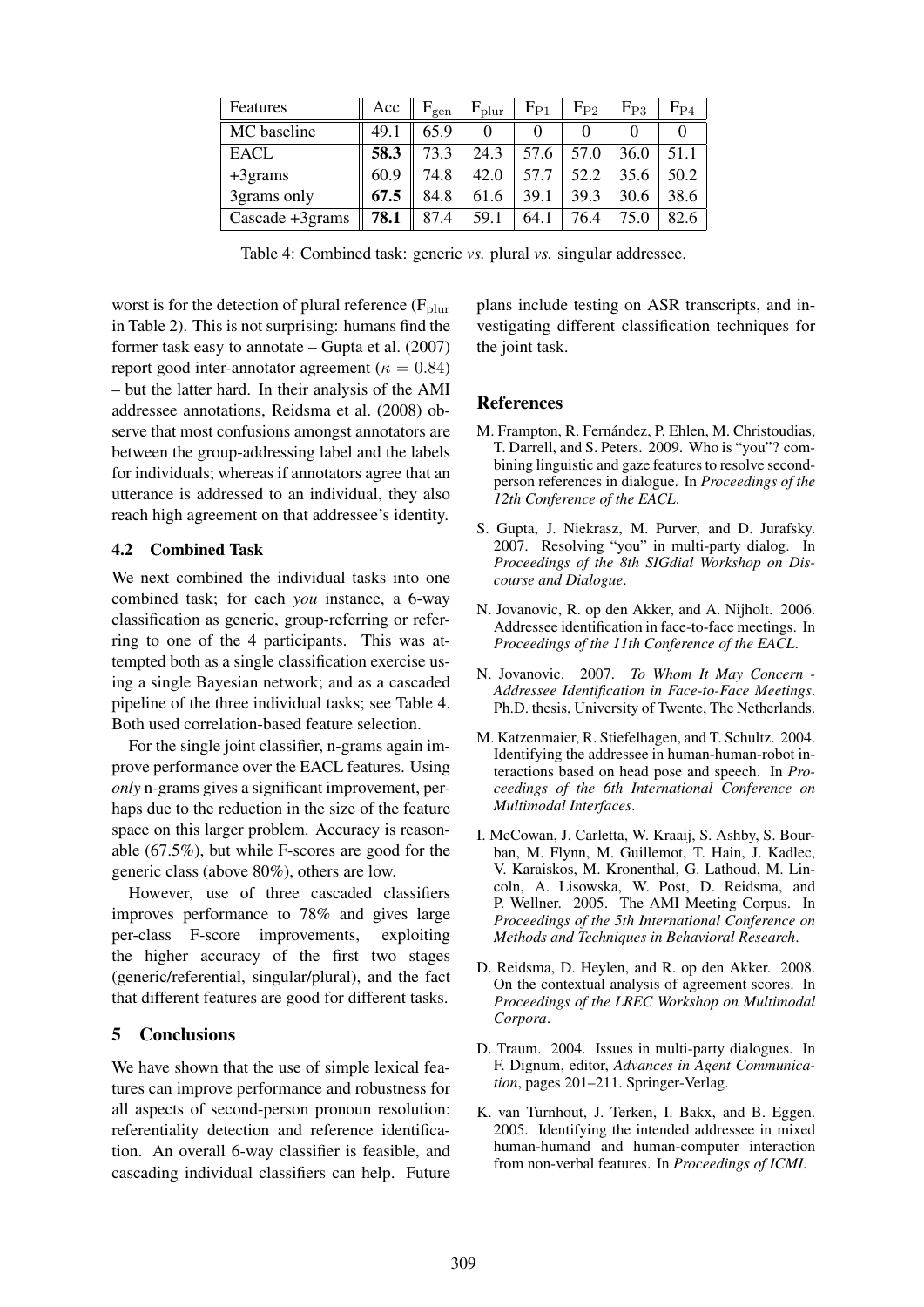| Features | Acc | $F_{gen}$ | $F_{plur}$ | $F_{P1}$ | $F_{P2}$ | $F_{P3}$ | $F_{P4}$ |
|---|---|---|---|---|---|---|---|
| MC baseline | 49.1 | 65.9 | 0 | 0 | 0 | 0 | 0 |
| EACL | **58.3** | 73.3 | 24.3 | 57.6 | 57.0 | 36.0 | 51.1 |
| +3grams | 60.9 | 74.8 | 42.0 | 57.7 | 52.2 | 35.6 | 50.2 |
| 3grams only | **67.5** | 84.8 | 61.6 | 39.1 | 39.3 | 30.6 | 38.6 |
| Cascade +3grams | **78.1** | 87.4 | 59.1 | 64.1 | 76.4 | 75.0 | 82.6 |

Table 4: Combined task: generic *vs.* plural *vs.* singular addressee.

worst is for the detection of plural reference ($F_{plur}$ in Table 2). This is not surprising: humans find the former task easy to annotate – Gupta et al. (2007) report good inter-annotator agreement ($\kappa = 0.84$) – but the latter hard. In their analysis of the AMI addressee annotations, Reidsma et al. (2008) observe that most confusions amongst annotators are between the group-addressing label and the labels for individuals; whereas if annotators agree that an utterance is addressed to an individual, they also reach high agreement on that addressee's identity.

### 4.2 Combined Task

We next combined the individual tasks into one combined task; for each *you* instance, a 6-way classification as generic, group-referring or referring to one of the 4 participants. This was attempted both as a single classification exercise using a single Bayesian network; and as a cascaded pipeline of the three individual tasks; see Table 4. Both used correlation-based feature selection.

For the single joint classifier, n-grams again improve performance over the EACL features. Using *only* n-grams gives a significant improvement, perhaps due to the reduction in the size of the feature space on this larger problem. Accuracy is reasonable (67.5%), but while F-scores are good for the generic class (above 80%), others are low.

However, use of three cascaded classifiers improves performance to 78% and gives large per-class F-score improvements, exploiting the higher accuracy of the first two stages (generic/referential, singular/plural), and the fact that different features are good for different tasks.

## 5 Conclusions

We have shown that the use of simple lexical features can improve performance and robustness for all aspects of second-person pronoun resolution: referentiality detection and reference identification. An overall 6-way classifier is feasible, and cascading individual classifiers can help. Future plans include testing on ASR transcripts, and investigating different classification techniques for the joint task.

## References

M. Frampton, R. Fernández, P. Ehlen, M. Christoudias, T. Darrell, and S. Peters. 2009. Who is "you"? combining linguistic and gaze features to resolve second-person references in dialogue. In *Proceedings of the 12th Conference of the EACL*.

S. Gupta, J. Niekrasz, M. Purver, and D. Jurafsky. 2007. Resolving "you" in multi-party dialog. In *Proceedings of the 8th SIGdial Workshop on Discourse and Dialogue*.

N. Jovanovic, R. op den Akker, and A. Nijholt. 2006. Addressee identification in face-to-face meetings. In *Proceedings of the 11th Conference of the EACL*.

N. Jovanovic. 2007. *To Whom It May Concern - Addressee Identification in Face-to-Face Meetings*. Ph.D. thesis, University of Twente, The Netherlands.

M. Katzenmaier, R. Stiefelhagen, and T. Schultz. 2004. Identifying the addressee in human-human-robot interactions based on head pose and speech. In *Proceedings of the 6th International Conference on Multimodal Interfaces*.

I. McCowan, J. Carletta, W. Kraaij, S. Ashby, S. Bourban, M. Flynn, M. Guillemot, T. Hain, J. Kadlec, V. Karaiskos, M. Kronenthal, G. Lathoud, M. Lincoln, A. Lisowska, W. Post, D. Reidsma, and P. Wellner. 2005. The AMI Meeting Corpus. In *Proceedings of the 5th International Conference on Methods and Techniques in Behavioral Research*.

D. Reidsma, D. Heylen, and R. op den Akker. 2008. On the contextual analysis of agreement scores. In *Proceedings of the LREC Workshop on Multimodal Corpora*.

D. Traum. 2004. Issues in multi-party dialogues. In F. Dignum, editor, *Advances in Agent Communication*, pages 201–211. Springer-Verlag.

K. van Turnhout, J. Terken, I. Bakx, and B. Eggen. 2005. Identifying the intended addressee in mixed human-humand and human-computer interaction from non-verbal features. In *Proceedings of ICMI*.